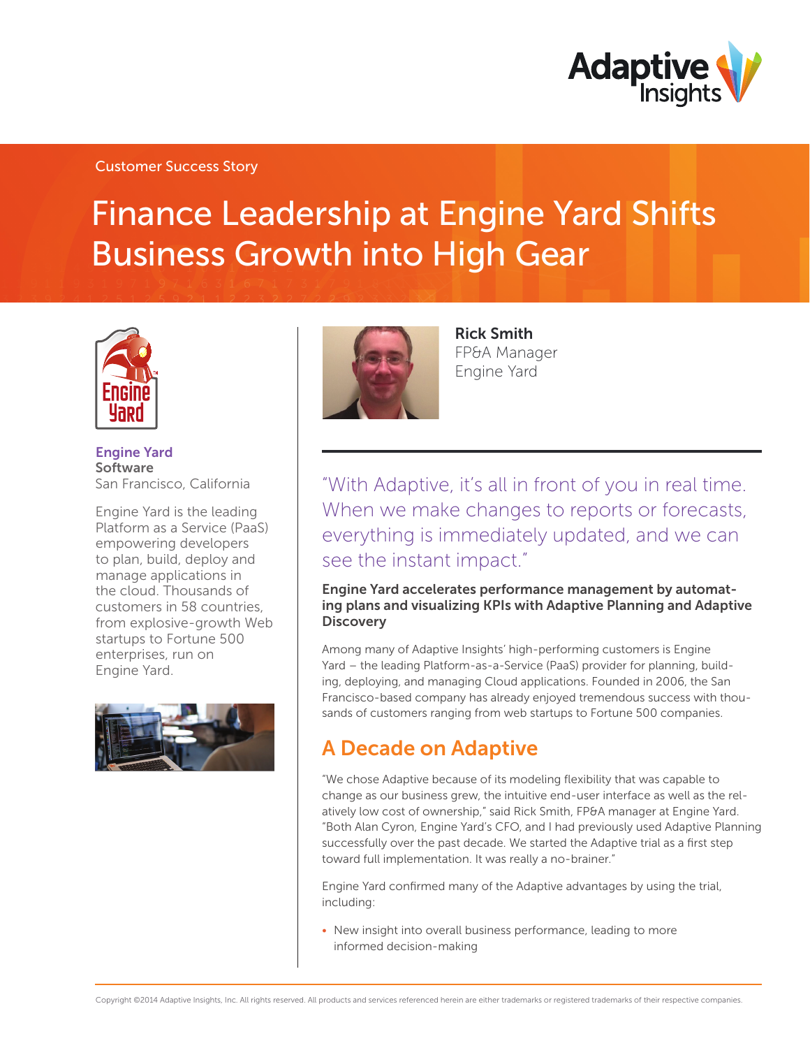Customer Success Story

# Finance Leadership at Engine Yard Shifts Business Growth into High Gear

**Engine Yard**
**Software**
San Francisco, California

Engine Yard is the leading Platform as a Service (PaaS) empowering developers to plan, build, deploy and manage applications in the cloud. Thousands of customers in 58 countries, from explosive-growth Web startups to Fortune 500 enterprises, run on Engine Yard.

**Rick Smith**
FP&A Manager
Engine Yard

"With Adaptive, it's all in front of you in real time. When we make changes to reports or forecasts, everything is immediately updated, and we can see the instant impact."

**Engine Yard accelerates performance management by automating plans and visualizing KPIs with Adaptive Planning and Adaptive Discovery**

Among many of Adaptive Insights' high-performing customers is Engine Yard – the leading Platform-as-a-Service (PaaS) provider for planning, building, deploying, and managing Cloud applications. Founded in 2006, the San Francisco-based company has already enjoyed tremendous success with thousands of customers ranging from web startups to Fortune 500 companies.

## A Decade on Adaptive

"We chose Adaptive because of its modeling flexibility that was capable to change as our business grew, the intuitive end-user interface as well as the relatively low cost of ownership," said Rick Smith, FP&A manager at Engine Yard. "Both Alan Cyron, Engine Yard's CFO, and I had previously used Adaptive Planning successfully over the past decade. We started the Adaptive trial as a first step toward full implementation. It was really a no-brainer."

Engine Yard confirmed many of the Adaptive advantages by using the trial, including:

- New insight into overall business performance, leading to more informed decision-making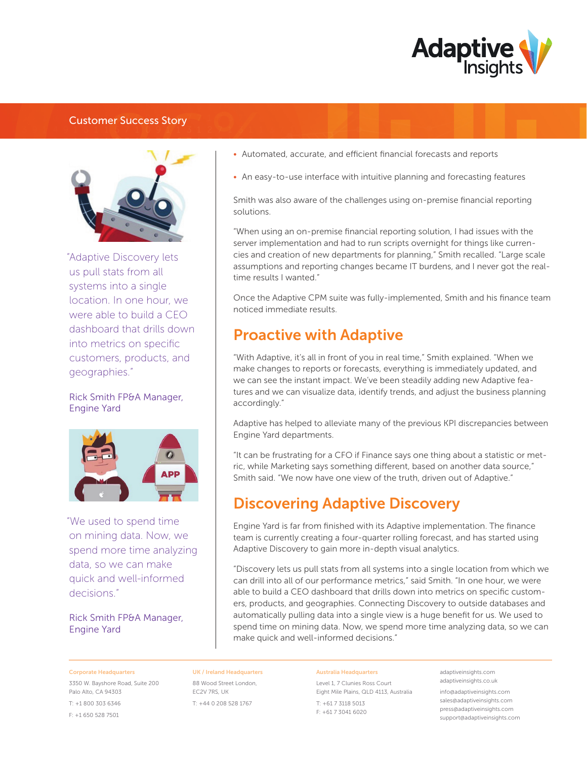Customer Success Story

"Adaptive Discovery lets us pull stats from all systems into a single location. In one hour, we were able to build a CEO dashboard that drills down into metrics on specific customers, products, and geographies."

Rick Smith FP&A Manager, Engine Yard

"We used to spend time on mining data. Now, we spend more time analyzing data, so we can make quick and well-informed decisions."

Rick Smith FP&A Manager, Engine Yard

- Automated, accurate, and efficient financial forecasts and reports
- An easy-to-use interface with intuitive planning and forecasting features

Smith was also aware of the challenges using on-premise financial reporting solutions.

"When using an on-premise financial reporting solution, I had issues with the server implementation and had to run scripts overnight for things like currencies and creation of new departments for planning," Smith recalled. "Large scale assumptions and reporting changes became IT burdens, and I never got the real-time results I wanted."

Once the Adaptive CPM suite was fully-implemented, Smith and his finance team noticed immediate results.

## Proactive with Adaptive

"With Adaptive, it's all in front of you in real time," Smith explained. "When we make changes to reports or forecasts, everything is immediately updated, and we can see the instant impact. We've been steadily adding new Adaptive features and we can visualize data, identify trends, and adjust the business planning accordingly."

Adaptive has helped to alleviate many of the previous KPI discrepancies between Engine Yard departments.

"It can be frustrating for a CFO if Finance says one thing about a statistic or metric, while Marketing says something different, based on another data source," Smith said. "We now have one view of the truth, driven out of Adaptive."

## Discovering Adaptive Discovery

Engine Yard is far from finished with its Adaptive implementation. The finance team is currently creating a four-quarter rolling forecast, and has started using Adaptive Discovery to gain more in-depth visual analytics.

"Discovery lets us pull stats from all systems into a single location from which we can drill into all of our performance metrics," said Smith. "In one hour, we were able to build a CEO dashboard that drills down into metrics on specific customers, products, and geographies. Connecting Discovery to outside databases and automatically pulling data into a single view is a huge benefit for us. We used to spend time on mining data. Now, we spend more time analyzing data, so we can make quick and well-informed decisions."

**Corporate Headquarters**
3350 W. Bayshore Road, Suite 200
Palo Alto, CA 94303
T: +1 800 303 6346
F: +1 650 528 7501

**UK / Ireland Headquarters**
88 Wood Street London,
EC2V 7RS, UK
T: +44 0 208 528 1767

**Australia Headquarters**
Level 1, 7 Clunies Ross Court
Eight Mile Plains, QLD 4113, Australia
T: +61 7 3118 5013
F: +61 7 3041 6020

adaptiveinsights.com
adaptiveinsights.co.uk
info@adaptiveinsights.com
sales@adaptiveinsights.com
press@adaptiveinsights.com
support@adaptiveinsights.com